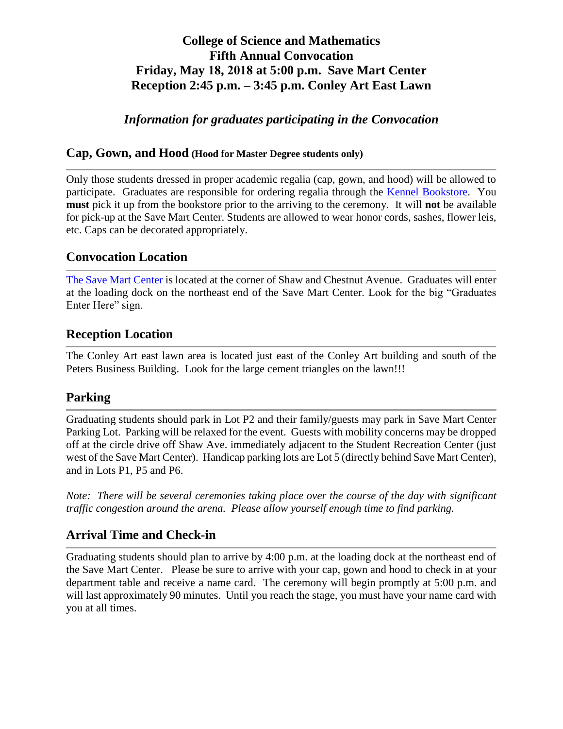# College of Science and Mathematics
# Fifth Annual Convocation
# Friday, May 18, 2018 at 5:00 p.m. Save Mart Center
# Reception 2:45 p.m. – 3:45 p.m. Conley Art East Lawn

*Information for graduates participating in the Convocation*

## Cap, Gown, and Hood (Hood for Master Degree students only)

Only those students dressed in proper academic regalia (cap, gown, and hood) will be allowed to participate. Graduates are responsible for ordering regalia through the Kennel Bookstore. You **must** pick it up from the bookstore prior to the arriving to the ceremony. It will **not** be available for pick-up at the Save Mart Center. Students are allowed to wear honor cords, sashes, flower leis, etc. Caps can be decorated appropriately.

## Convocation Location

The Save Mart Center is located at the corner of Shaw and Chestnut Avenue. Graduates will enter at the loading dock on the northeast end of the Save Mart Center. Look for the big "Graduates Enter Here" sign.

## Reception Location

The Conley Art east lawn area is located just east of the Conley Art building and south of the Peters Business Building. Look for the large cement triangles on the lawn!!!

## Parking

Graduating students should park in Lot P2 and their family/guests may park in Save Mart Center Parking Lot. Parking will be relaxed for the event. Guests with mobility concerns may be dropped off at the circle drive off Shaw Ave. immediately adjacent to the Student Recreation Center (just west of the Save Mart Center). Handicap parking lots are Lot 5 (directly behind Save Mart Center), and in Lots P1, P5 and P6.

*Note: There will be several ceremonies taking place over the course of the day with significant traffic congestion around the arena. Please allow yourself enough time to find parking.*

## Arrival Time and Check-in

Graduating students should plan to arrive by 4:00 p.m. at the loading dock at the northeast end of the Save Mart Center. Please be sure to arrive with your cap, gown and hood to check in at your department table and receive a name card. The ceremony will begin promptly at 5:00 p.m. and will last approximately 90 minutes. Until you reach the stage, you must have your name card with you at all times.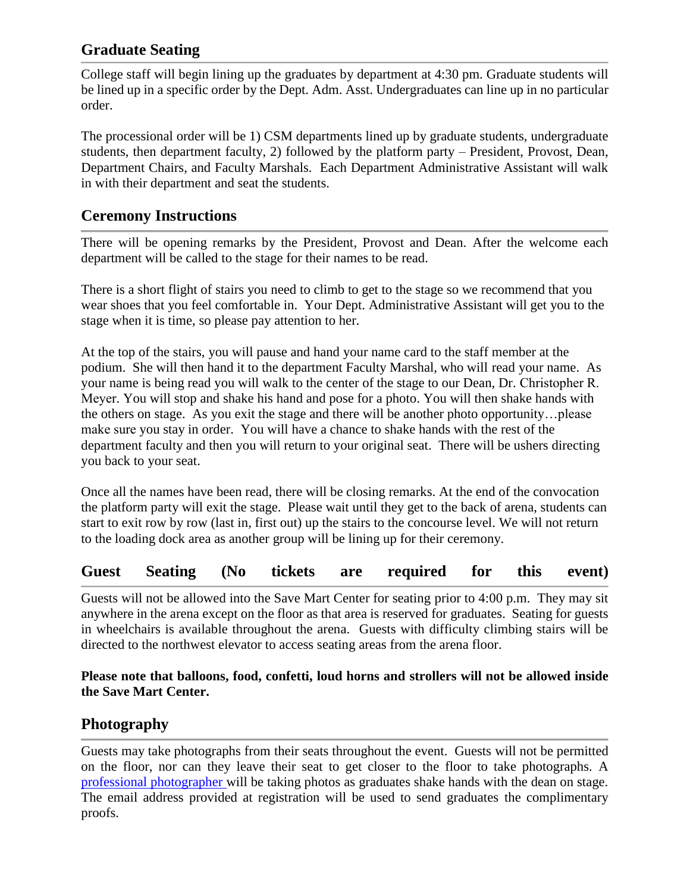## Graduate Seating

College staff will begin lining up the graduates by department at 4:30 pm. Graduate students will be lined up in a specific order by the Dept. Adm. Asst. Undergraduates can line up in no particular order.

The processional order will be 1) CSM departments lined up by graduate students, undergraduate students, then department faculty, 2) followed by the platform party – President, Provost, Dean, Department Chairs, and Faculty Marshals. Each Department Administrative Assistant will walk in with their department and seat the students.

## Ceremony Instructions

There will be opening remarks by the President, Provost and Dean. After the welcome each department will be called to the stage for their names to be read.

There is a short flight of stairs you need to climb to get to the stage so we recommend that you wear shoes that you feel comfortable in. Your Dept. Administrative Assistant will get you to the stage when it is time, so please pay attention to her.

At the top of the stairs, you will pause and hand your name card to the staff member at the podium. She will then hand it to the department Faculty Marshal, who will read your name. As your name is being read you will walk to the center of the stage to our Dean, Dr. Christopher R. Meyer. You will stop and shake his hand and pose for a photo. You will then shake hands with the others on stage. As you exit the stage and there will be another photo opportunity…please make sure you stay in order. You will have a chance to shake hands with the rest of the department faculty and then you will return to your original seat. There will be ushers directing you back to your seat.

Once all the names have been read, there will be closing remarks. At the end of the convocation the platform party will exit the stage. Please wait until they get to the back of arena, students can start to exit row by row (last in, first out) up the stairs to the concourse level. We will not return to the loading dock area as another group will be lining up for their ceremony.

## Guest Seating (No tickets are required for this event)

Guests will not be allowed into the Save Mart Center for seating prior to 4:00 p.m. They may sit anywhere in the arena except on the floor as that area is reserved for graduates. Seating for guests in wheelchairs is available throughout the arena. Guests with difficulty climbing stairs will be directed to the northwest elevator to access seating areas from the arena floor.

**Please note that balloons, food, confetti, loud horns and strollers will not be allowed inside the Save Mart Center.**

## Photography

Guests may take photographs from their seats throughout the event. Guests will not be permitted on the floor, nor can they leave their seat to get closer to the floor to take photographs. A professional photographer will be taking photos as graduates shake hands with the dean on stage. The email address provided at registration will be used to send graduates the complimentary proofs.